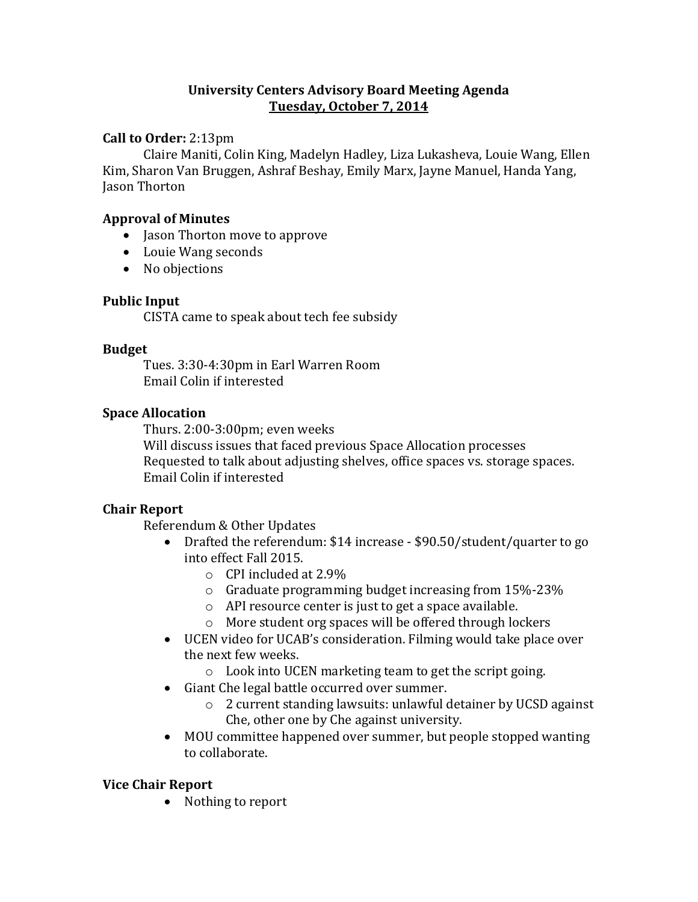# University Centers Advisory Board Meeting Agenda

## Tuesday, October 7, 2014

**Call to Order:** 2:13pm

Claire Maniti, Colin King, Madelyn Hadley, Liza Lukasheva, Louie Wang, Ellen Kim, Sharon Van Bruggen, Ashraf Beshay, Emily Marx, Jayne Manuel, Handa Yang, Jason Thorton

**Approval of Minutes**

- Jason Thorton move to approve
- Louie Wang seconds
- No objections

**Public Input**

CISTA came to speak about tech fee subsidy

**Budget**

Tues. 3:30-4:30pm in Earl Warren Room
Email Colin if interested

**Space Allocation**

Thurs. 2:00-3:00pm; even weeks
Will discuss issues that faced previous Space Allocation processes
Requested to talk about adjusting shelves, office spaces vs. storage spaces.
Email Colin if interested

**Chair Report**

Referendum & Other Updates

- Drafted the referendum: $14 increase - $90.50/student/quarter to go into effect Fall 2015.
  - CPI included at 2.9%
  - Graduate programming budget increasing from 15%-23%
  - API resource center is just to get a space available.
  - More student org spaces will be offered through lockers
- UCEN video for UCAB's consideration. Filming would take place over the next few weeks.
  - Look into UCEN marketing team to get the script going.
- Giant Che legal battle occurred over summer.
  - 2 current standing lawsuits: unlawful detainer by UCSD against Che, other one by Che against university.
- MOU committee happened over summer, but people stopped wanting to collaborate.

**Vice Chair Report**

- Nothing to report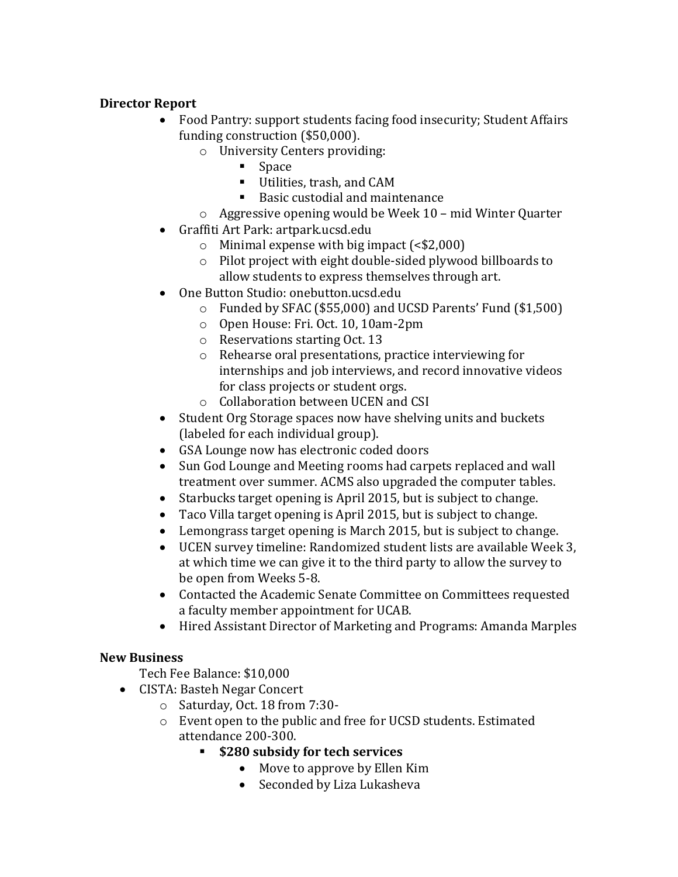**Director Report**

- Food Pantry: support students facing food insecurity; Student Affairs funding construction ($50,000).
  - University Centers providing:
    - Space
    - Utilities, trash, and CAM
    - Basic custodial and maintenance
  - Aggressive opening would be Week 10 – mid Winter Quarter
- Graffiti Art Park: artpark.ucsd.edu
  - Minimal expense with big impact (<$2,000)
  - Pilot project with eight double-sided plywood billboards to allow students to express themselves through art.
- One Button Studio: onebutton.ucsd.edu
  - Funded by SFAC ($55,000) and UCSD Parents' Fund ($1,500)
  - Open House: Fri. Oct. 10, 10am-2pm
  - Reservations starting Oct. 13
  - Rehearse oral presentations, practice interviewing for internships and job interviews, and record innovative videos for class projects or student orgs.
  - Collaboration between UCEN and CSI
- Student Org Storage spaces now have shelving units and buckets (labeled for each individual group).
- GSA Lounge now has electronic coded doors
- Sun God Lounge and Meeting rooms had carpets replaced and wall treatment over summer. ACMS also upgraded the computer tables.
- Starbucks target opening is April 2015, but is subject to change.
- Taco Villa target opening is April 2015, but is subject to change.
- Lemongrass target opening is March 2015, but is subject to change.
- UCEN survey timeline: Randomized student lists are available Week 3, at which time we can give it to the third party to allow the survey to be open from Weeks 5-8.
- Contacted the Academic Senate Committee on Committees requested a faculty member appointment for UCAB.
- Hired Assistant Director of Marketing and Programs: Amanda Marples

**New Business**

Tech Fee Balance: $10,000

- CISTA: Basteh Negar Concert
  - Saturday, Oct. 18 from 7:30-
  - Event open to the public and free for UCSD students. Estimated attendance 200-300.
    - **$280 subsidy for tech services**
      - Move to approve by Ellen Kim
      - Seconded by Liza Lukasheva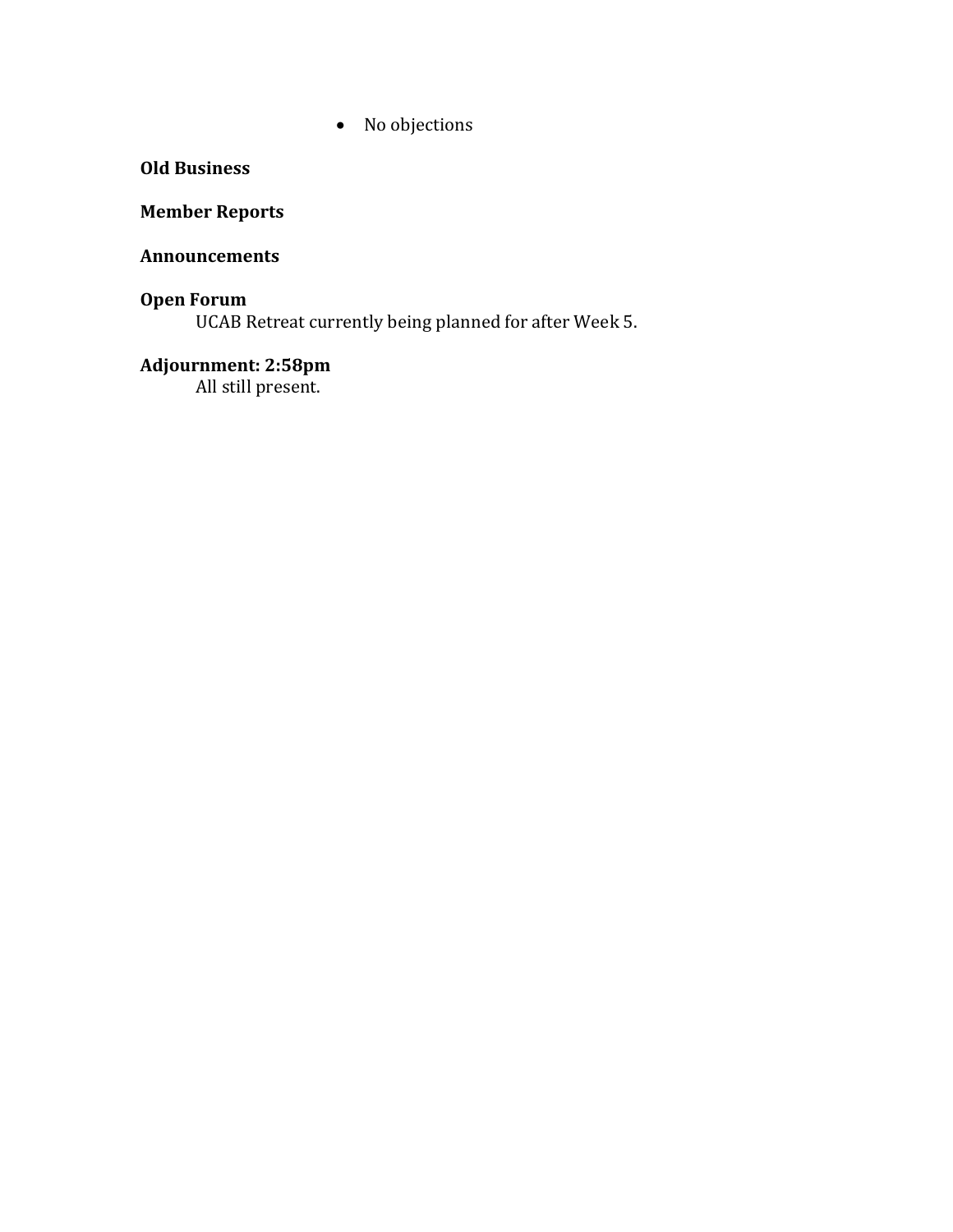- No objections

**Old Business**

**Member Reports**

**Announcements**

**Open Forum**

UCAB Retreat currently being planned for after Week 5.

**Adjournment: 2:58pm**

All still present.